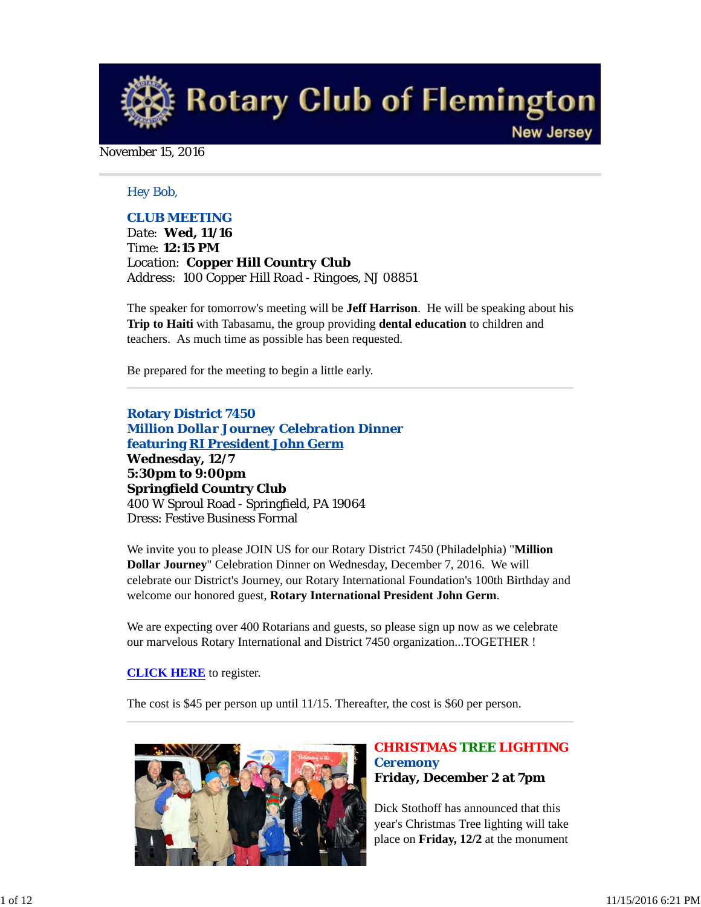# Rotary Club of Flemington
New Jersey

November 15, 2016

Hey Bob,

**CLUB MEETING**
Date: **Wed, 11/16**
Time: **12:15 PM**
Location: **Copper Hill Country Club**
Address: 100 Copper Hill Road - Ringoes, NJ 08851

The speaker for tomorrow's meeting will be **Jeff Harrison**. He will be speaking about his **Trip to Haiti** with Tabasamu, the group providing **dental education** to children and teachers. As much time as possible has been requested.

Be prepared for the meeting to begin a little early.

## Rotary District 7450
## Million Dollar Journey Celebration Dinner
## featuring RI President John Germ

**Wednesday, 12/7**
**5:30pm to 9:00pm**
**Springfield Country Club**
400 W Sproul Road - Springfield, PA 19064
Dress: Festive Business Formal

We invite you to please JOIN US for our Rotary District 7450 (Philadelphia) "**Million Dollar Journey**" Celebration Dinner on Wednesday, December 7, 2016. We will celebrate our District's Journey, our Rotary International Foundation's 100th Birthday and welcome our honored guest, **Rotary International President John Germ**.

We are expecting over 400 Rotarians and guests, so please sign up now as we celebrate our marvelous Rotary International and District 7450 organization...TOGETHER !

**CLICK HERE** to register.

The cost is $45 per person up until 11/15. Thereafter, the cost is $60 per person.

## CHRISTMAS TREE LIGHTING Ceremony
**Friday, December 2 at 7pm**

Dick Stothoff has announced that this year's Christmas Tree lighting will take place on **Friday, 12/2** at the monument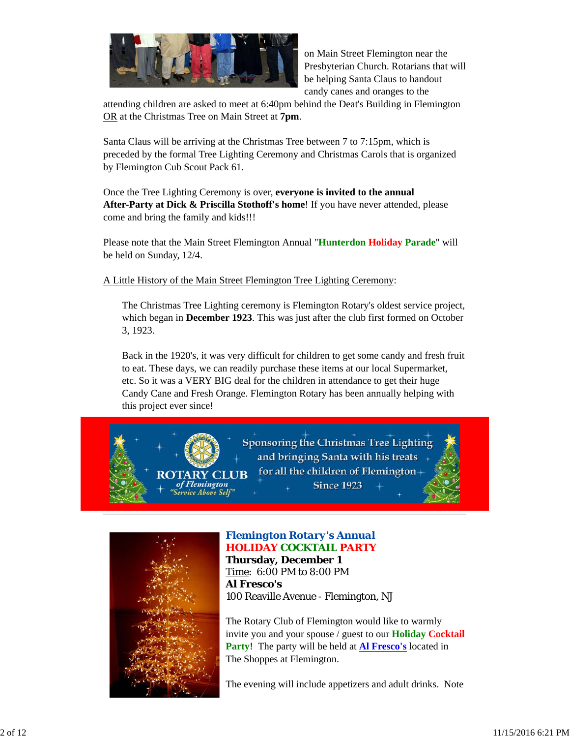on Main Street Flemington near the Presbyterian Church. Rotarians that will be helping Santa Claus to handout candy canes and oranges to the attending children are asked to meet at 6:40pm behind the Deat's Building in Flemington OR at the Christmas Tree on Main Street at **7pm**.

Santa Claus will be arriving at the Christmas Tree between 7 to 7:15pm, which is preceded by the formal Tree Lighting Ceremony and Christmas Carols that is organized by Flemington Cub Scout Pack 61.

Once the Tree Lighting Ceremony is over, **everyone is invited to the annual After-Party at Dick & Priscilla Stothoff's home**! If you have never attended, please come and bring the family and kids!!!

Please note that the Main Street Flemington Annual "**Hunterdon Holiday Parade**" will be held on Sunday, 12/4.

A Little History of the Main Street Flemington Tree Lighting Ceremony:

> The Christmas Tree Lighting ceremony is Flemington Rotary's oldest service project, which began in **December 1923**. This was just after the club first formed on October 3, 1923.
>
> Back in the 1920's, it was very difficult for children to get some candy and fresh fruit to eat. These days, we can readily purchase these items at our local Supermarket, etc. So it was a VERY BIG deal for the children in attendance to get their huge Candy Cane and Fresh Orange. Flemington Rotary has been annually helping with this project ever since!

ROTARY CLUB of Flemington "Service Above Self" — Sponsoring the Christmas Tree Lighting and bringing Santa with his treats for all the children of Flemington Since 1923

---

**Flemington Rotary's Annual**
**HOLIDAY COCKTAIL PARTY**
**Thursday, December 1**
Time: 6:00 PM to 8:00 PM
**Al Fresco's**
100 Reaville Avenue - Flemington, NJ

The Rotary Club of Flemington would like to warmly invite you and your spouse / guest to our **Holiday Cocktail Party**! The party will be held at **Al Fresco's** located in The Shoppes at Flemington.

The evening will include appetizers and adult drinks. Note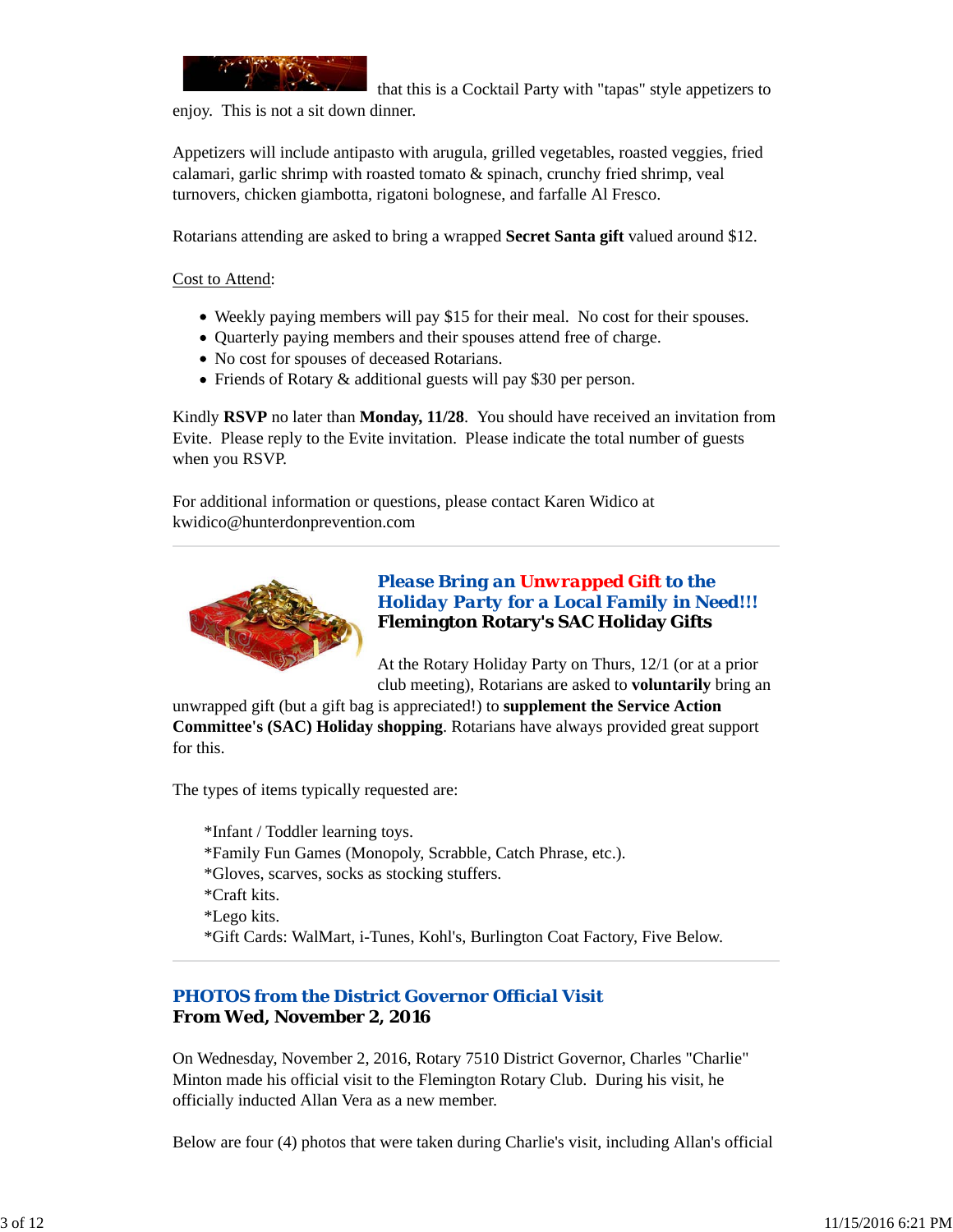that this is a Cocktail Party with "tapas" style appetizers to enjoy.  This is not a sit down dinner.

Appetizers will include antipasto with arugula, grilled vegetables, roasted veggies, fried calamari, garlic shrimp with roasted tomato & spinach, crunchy fried shrimp, veal turnovers, chicken giambotta, rigatoni bolognese, and farfalle Al Fresco.

Rotarians attending are asked to bring a wrapped **Secret Santa gift** valued around $12.

Cost to Attend:

- Weekly paying members will pay $15 for their meal.  No cost for their spouses.
- Quarterly paying members and their spouses attend free of charge.
- No cost for spouses of deceased Rotarians.
- Friends of Rotary & additional guests will pay $30 per person.

Kindly **RSVP** no later than **Monday, 11/28**.  You should have received an invitation from Evite.  Please reply to the Evite invitation.  Please indicate the total number of guests when you RSVP.

For additional information or questions, please contact Karen Widico at kwidico@hunterdonprevention.com

---

### Please Bring an Unwrapped Gift to the Holiday Party for a Local Family in Need!!!

**Flemington Rotary's SAC Holiday Gifts**

At the Rotary Holiday Party on Thurs, 12/1 (or at a prior club meeting), Rotarians are asked to **voluntarily** bring an unwrapped gift (but a gift bag is appreciated!) to **supplement the Service Action Committee's (SAC) Holiday shopping**. Rotarians have always provided great support for this.

The types of items typically requested are:

*Infant / Toddler learning toys.
*Family Fun Games (Monopoly, Scrabble, Catch Phrase, etc.).
*Gloves, scarves, socks as stocking stuffers.
*Craft kits.
*Lego kits.
*Gift Cards: WalMart, i-Tunes, Kohl's, Burlington Coat Factory, Five Below.

---

### PHOTOS from the District Governor Official Visit

**From Wed, November 2, 2016**

On Wednesday, November 2, 2016, Rotary 7510 District Governor, Charles "Charlie" Minton made his official visit to the Flemington Rotary Club.  During his visit, he officially inducted Allan Vera as a new member.

Below are four (4) photos that were taken during Charlie's visit, including Allan's official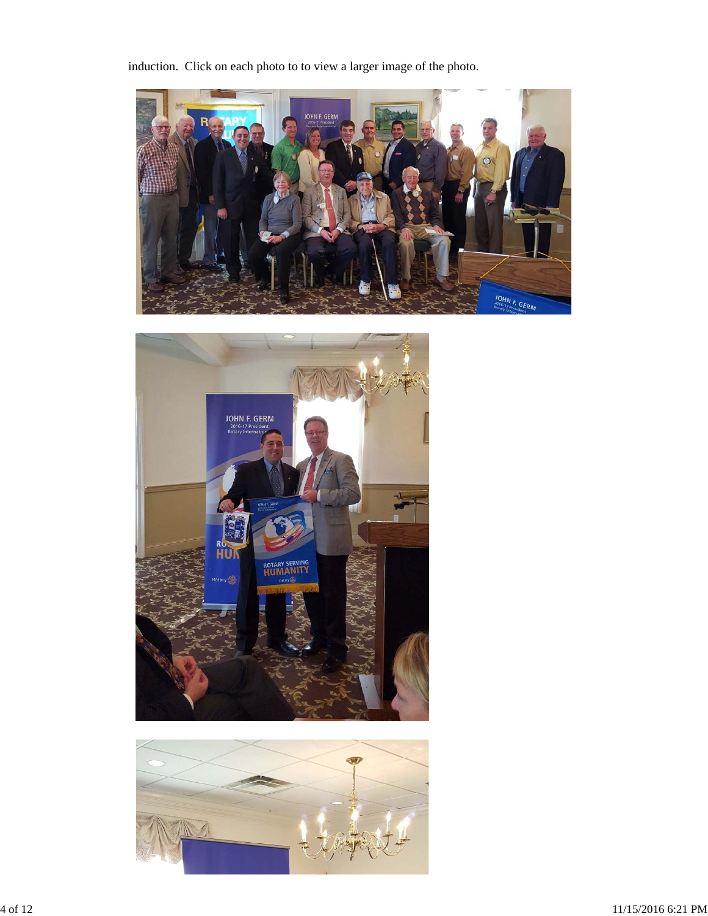induction.  Click on each photo to to view a larger image of the photo.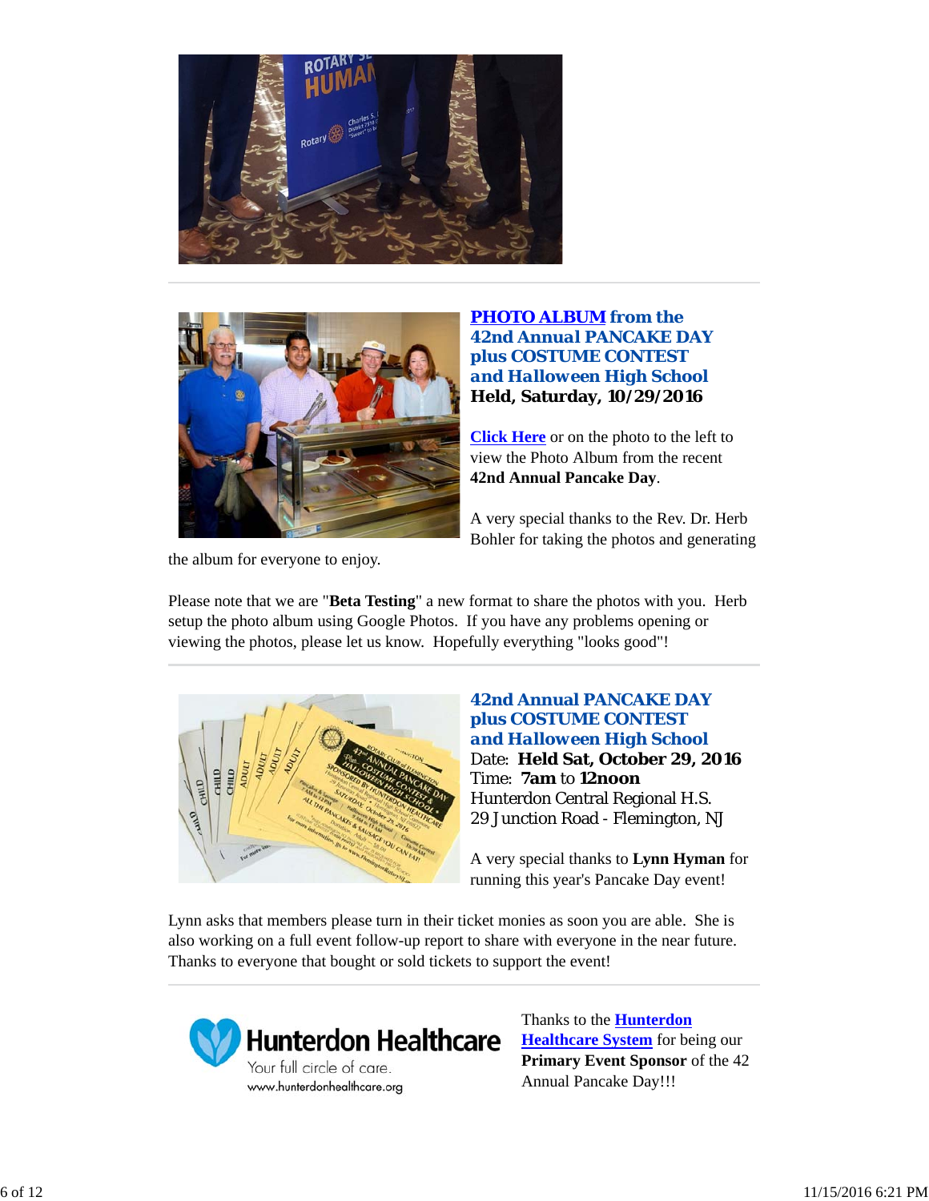### **PHOTO ALBUM from the 42nd Annual PANCAKE DAY plus COSTUME CONTEST and Halloween High School**

**Held, Saturday, 10/29/2016**

**Click Here** or on the photo to the left to view the Photo Album from the recent **42nd Annual Pancake Day**.

A very special thanks to the Rev. Dr. Herb Bohler for taking the photos and generating the album for everyone to enjoy.

Please note that we are "**Beta Testing**" a new format to share the photos with you. Herb setup the photo album using Google Photos. If you have any problems opening or viewing the photos, please let us know. Hopefully everything "looks good"!

---

### **42nd Annual PANCAKE DAY plus COSTUME CONTEST and Halloween High School**

Date: **Held Sat, October 29, 2016**
Time: **7am** to **12noon**
Hunterdon Central Regional H.S.
29 Junction Road - Flemington, NJ

A very special thanks to **Lynn Hyman** for running this year's Pancake Day event!

Lynn asks that members please turn in their ticket monies as soon you are able. She is also working on a full event follow-up report to share with everyone in the near future. Thanks to everyone that bought or sold tickets to support the event!

---

Thanks to the **Hunterdon Healthcare System** for being our **Primary Event Sponsor** of the 42 Annual Pancake Day!!!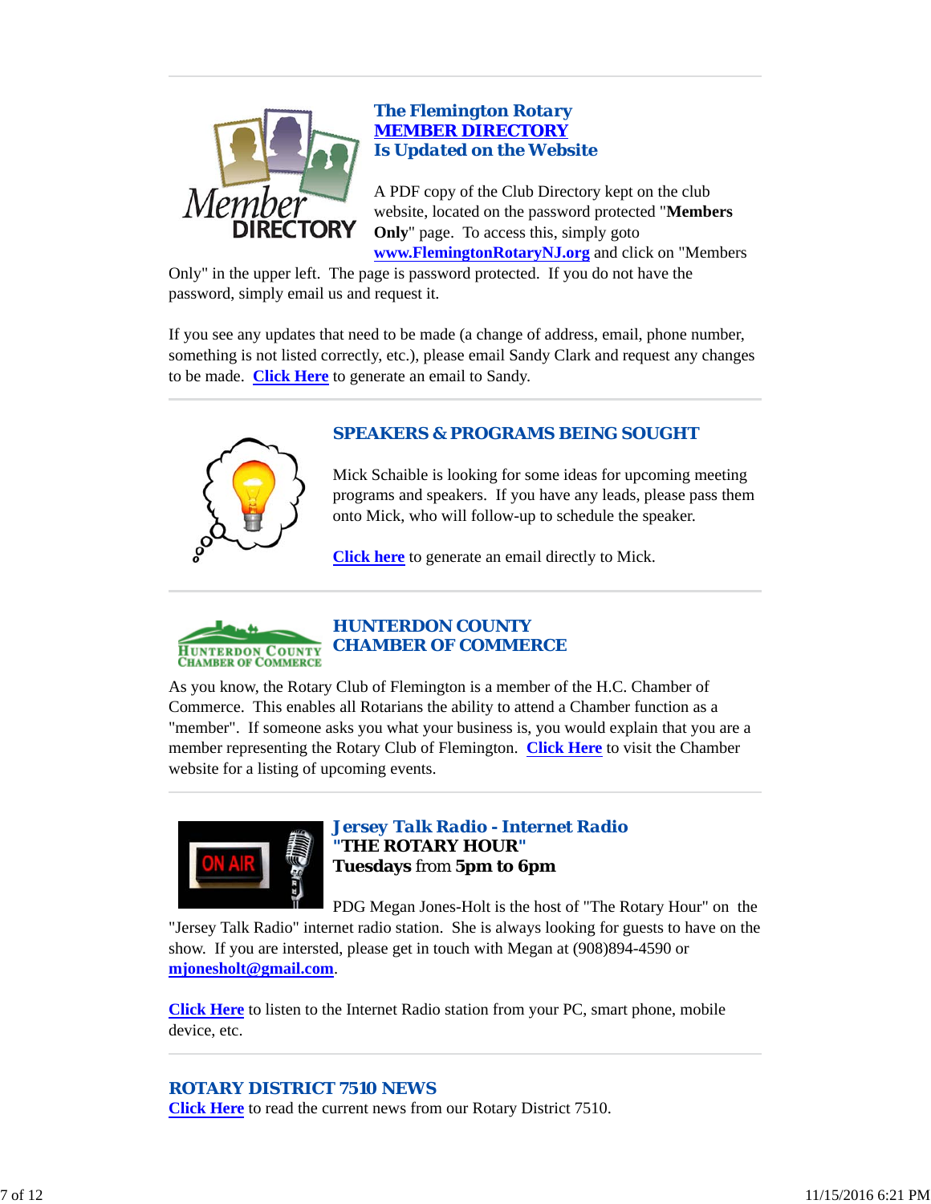## The Flemington Rotary MEMBER DIRECTORY Is Updated on the Website

A PDF copy of the Club Directory kept on the club website, located on the password protected "**Members Only**" page. To access this, simply goto **www.FlemingtonRotaryNJ.org** and click on "Members Only" in the upper left. The page is password protected. If you do not have the password, simply email us and request it.

If you see any updates that need to be made (a change of address, email, phone number, something is not listed correctly, etc.), please email Sandy Clark and request any changes to be made. **Click Here** to generate an email to Sandy.

## SPEAKERS & PROGRAMS BEING SOUGHT

Mick Schaible is looking for some ideas for upcoming meeting programs and speakers. If you have any leads, please pass them onto Mick, who will follow-up to schedule the speaker.

**Click here** to generate an email directly to Mick.

## HUNTERDON COUNTY CHAMBER OF COMMERCE

As you know, the Rotary Club of Flemington is a member of the H.C. Chamber of Commerce. This enables all Rotarians the ability to attend a Chamber function as a "member". If someone asks you what your business is, you would explain that you are a member representing the Rotary Club of Flemington. **Click Here** to visit the Chamber website for a listing of upcoming events.

## Jersey Talk Radio - Internet Radio

**"THE ROTARY HOUR"**

**Tuesdays** from **5pm to 6pm**

PDG Megan Jones-Holt is the host of "The Rotary Hour" on the "Jersey Talk Radio" internet radio station. She is always looking for guests to have on the show. If you are intersted, please get in touch with Megan at (908)894-4590 or **mjonesholt@gmail.com**.

**Click Here** to listen to the Internet Radio station from your PC, smart phone, mobile device, etc.

## ROTARY DISTRICT 7510 NEWS

**Click Here** to read the current news from our Rotary District 7510.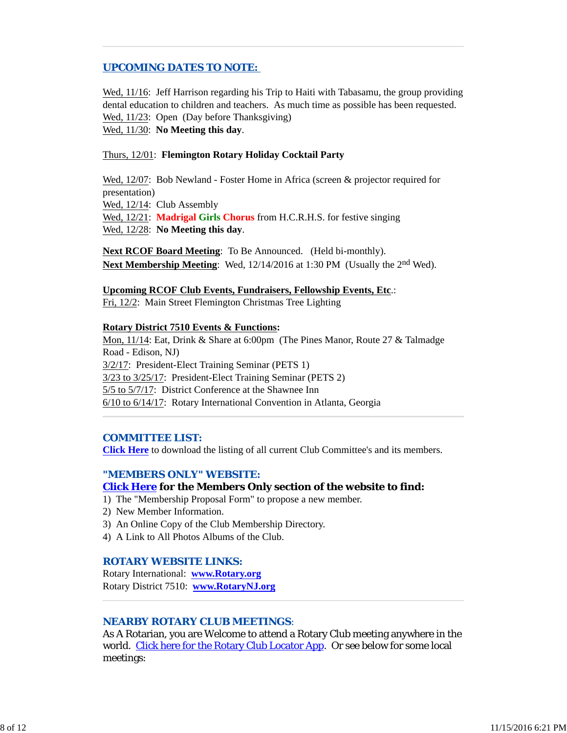## UPCOMING DATES TO NOTE:

Wed, 11/16: Jeff Harrison regarding his Trip to Haiti with Tabasamu, the group providing dental education to children and teachers. As much time as possible has been requested.
Wed, 11/23: Open (Day before Thanksgiving)
Wed, 11/30: **No Meeting this day**.

Thurs, 12/01: **Flemington Rotary Holiday Cocktail Party**

Wed, 12/07: Bob Newland - Foster Home in Africa (screen & projector required for presentation)
Wed, 12/14: Club Assembly
Wed, 12/21: **Madrigal Girls Chorus** from H.C.R.H.S. for festive singing
Wed, 12/28: **No Meeting this day**.

**Next RCOF Board Meeting**: To Be Announced. (Held bi-monthly).
**Next Membership Meeting**: Wed, 12/14/2016 at 1:30 PM (Usually the 2nd Wed).

**Upcoming RCOF Club Events, Fundraisers, Fellowship Events, Etc**.:
Fri, 12/2: Main Street Flemington Christmas Tree Lighting

**Rotary District 7510 Events & Functions:**
Mon, 11/14: Eat, Drink & Share at 6:00pm (The Pines Manor, Route 27 & Talmadge Road - Edison, NJ)
3/2/17: President-Elect Training Seminar (PETS 1)
3/23 to 3/25/17: President-Elect Training Seminar (PETS 2)
5/5 to 5/7/17: District Conference at the Shawnee Inn
6/10 to 6/14/17: Rotary International Convention in Atlanta, Georgia

## COMMITTEE LIST:

**Click Here** to download the listing of all current Club Committee's and its members.

## "MEMBERS ONLY" WEBSITE:

**Click Here for the Members Only section of the website to find:**

1) The "Membership Proposal Form" to propose a new member.
2) New Member Information.
3) An Online Copy of the Club Membership Directory.
4) A Link to All Photos Albums of the Club.

## ROTARY WEBSITE LINKS:

Rotary International: **www.Rotary.org**
Rotary District 7510: **www.RotaryNJ.org**

## NEARBY ROTARY CLUB MEETINGS:

As A Rotarian, you are Welcome to attend a Rotary Club meeting anywhere in the world. Click here for the Rotary Club Locator App. Or see below for some local meetings: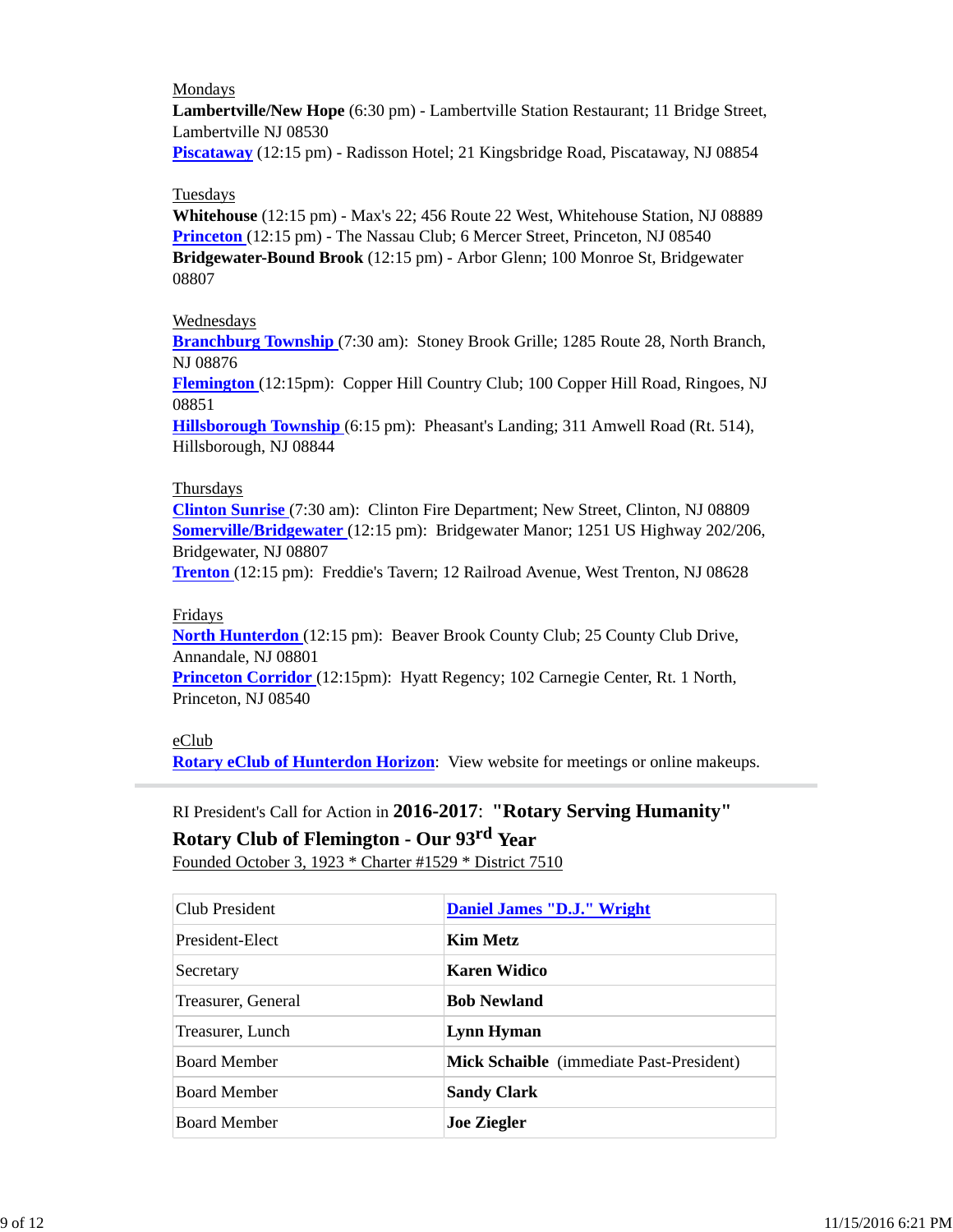Mondays

**Lambertville/New Hope** (6:30 pm) - Lambertville Station Restaurant; 11 Bridge Street, Lambertville NJ 08530

**Piscataway** (12:15 pm) - Radisson Hotel; 21 Kingsbridge Road, Piscataway, NJ 08854

Tuesdays

**Whitehouse** (12:15 pm) - Max's 22; 456 Route 22 West, Whitehouse Station, NJ 08889

**Princeton** (12:15 pm) - The Nassau Club; 6 Mercer Street, Princeton, NJ 08540

**Bridgewater-Bound Brook** (12:15 pm) - Arbor Glenn; 100 Monroe St, Bridgewater 08807

Wednesdays

**Branchburg Township** (7:30 am): Stoney Brook Grille; 1285 Route 28, North Branch, NJ 08876

**Flemington** (12:15pm): Copper Hill Country Club; 100 Copper Hill Road, Ringoes, NJ 08851

**Hillsborough Township** (6:15 pm): Pheasant's Landing; 311 Amwell Road (Rt. 514), Hillsborough, NJ 08844

Thursdays

**Clinton Sunrise** (7:30 am): Clinton Fire Department; New Street, Clinton, NJ 08809

**Somerville/Bridgewater** (12:15 pm): Bridgewater Manor; 1251 US Highway 202/206, Bridgewater, NJ 08807

**Trenton** (12:15 pm): Freddie's Tavern; 12 Railroad Avenue, West Trenton, NJ 08628

Fridays

**North Hunterdon** (12:15 pm): Beaver Brook County Club; 25 County Club Drive, Annandale, NJ 08801

**Princeton Corridor** (12:15pm): Hyatt Regency; 102 Carnegie Center, Rt. 1 North, Princeton, NJ 08540

eClub

**Rotary eClub of Hunterdon Horizon**: View website for meetings or online makeups.

---

RI President's Call for Action in **2016-2017**: **"Rotary Serving Humanity"**

**Rotary Club of Flemington - Our 93rd Year**

Founded October 3, 1923 * Charter #1529 * District 7510

| | |
|---|---|
| Club President | **Daniel James "D.J." Wright** |
| President-Elect | **Kim Metz** |
| Secretary | **Karen Widico** |
| Treasurer, General | **Bob Newland** |
| Treasurer, Lunch | **Lynn Hyman** |
| Board Member | **Mick Schaible** (immediate Past-President) |
| Board Member | **Sandy Clark** |
| Board Member | **Joe Ziegler** |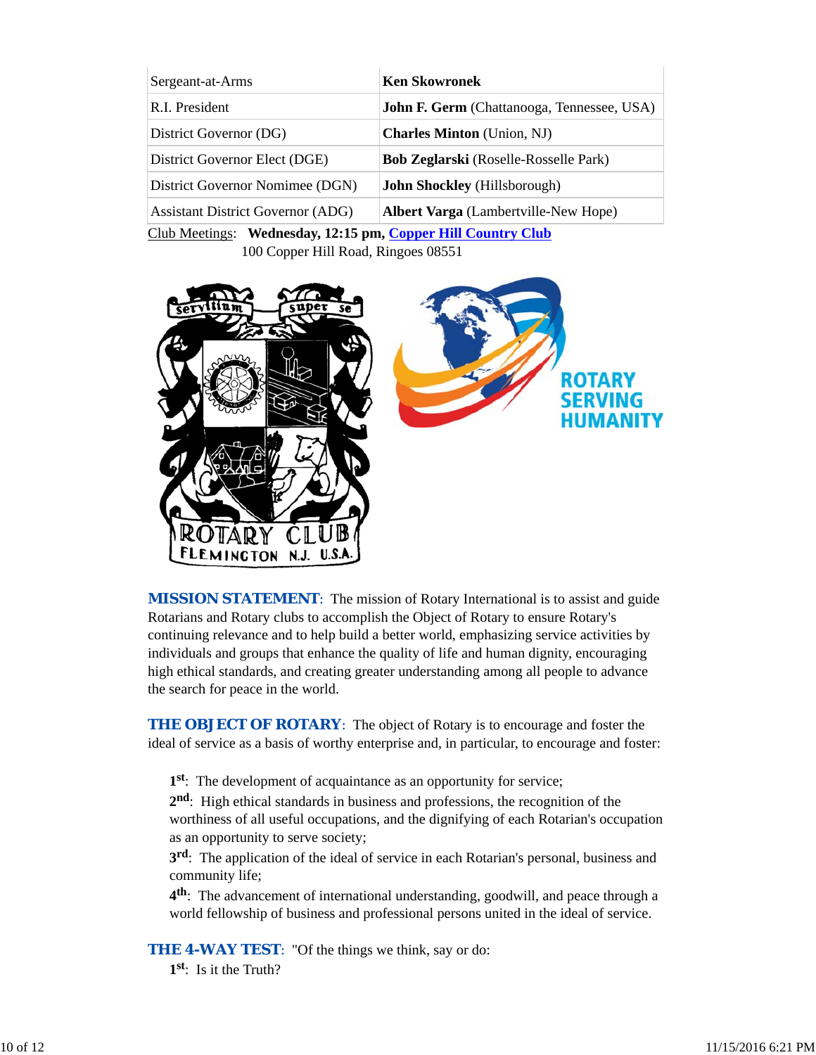| Sergeant-at-Arms | **Ken Skowronek** |
|---|---|
| R.I. President | **John F. Germ** (Chattanooga, Tennessee, USA) |
| District Governor (DG) | **Charles Minton** (Union, NJ) |
| District Governor Elect (DGE) | **Bob Zeglarski** (Roselle-Rosselle Park) |
| District Governor Nomimee (DGN) | **John Shockley** (Hillsborough) |
| Assistant District Governor (ADG) | **Albert Varga** (Lambertville-New Hope) |

Club Meetings: **Wednesday, 12:15 pm, Copper Hill Country Club**
100 Copper Hill Road, Ringoes 08551

**MISSION STATEMENT**: The mission of Rotary International is to assist and guide Rotarians and Rotary clubs to accomplish the Object of Rotary to ensure Rotary's continuing relevance and to help build a better world, emphasizing service activities by individuals and groups that enhance the quality of life and human dignity, encouraging high ethical standards, and creating greater understanding among all people to advance the search for peace in the world.

**THE OBJECT OF ROTARY**: The object of Rotary is to encourage and foster the ideal of service as a basis of worthy enterprise and, in particular, to encourage and foster:

**1st**: The development of acquaintance as an opportunity for service;
**2nd**: High ethical standards in business and professions, the recognition of the worthiness of all useful occupations, and the dignifying of each Rotarian's occupation as an opportunity to serve society;
**3rd**: The application of the ideal of service in each Rotarian's personal, business and community life;
**4th**: The advancement of international understanding, goodwill, and peace through a world fellowship of business and professional persons united in the ideal of service.

**THE 4-WAY TEST**: "Of the things we think, say or do:
**1st**: Is it the Truth?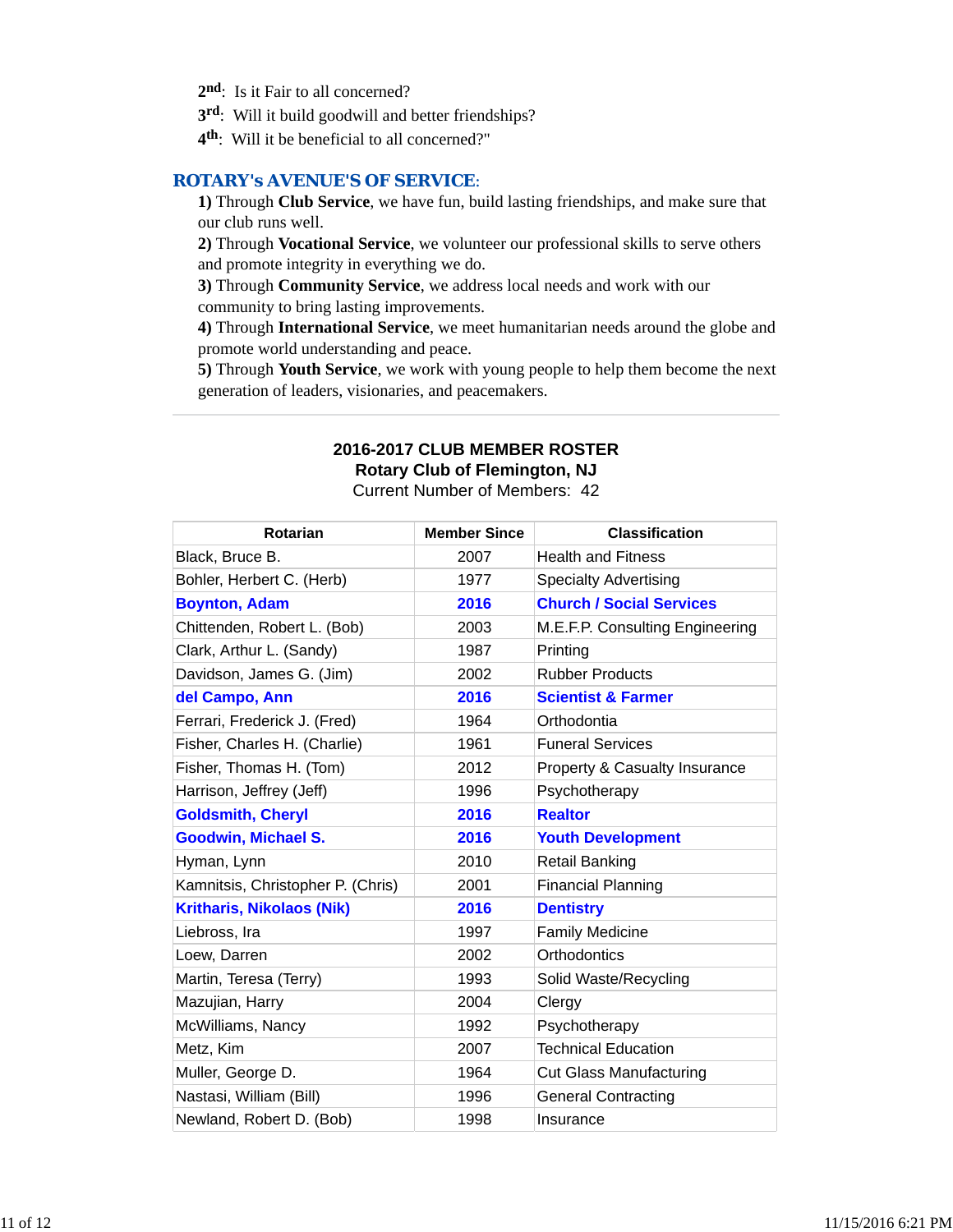2nd: Is it Fair to all concerned?

3rd: Will it build goodwill and better friendships?

4th: Will it be beneficial to all concerned?"

## ROTARY's AVENUE'S OF SERVICE:

**1)** Through **Club Service**, we have fun, build lasting friendships, and make sure that our club runs well.

**2)** Through **Vocational Service**, we volunteer our professional skills to serve others and promote integrity in everything we do.

**3)** Through **Community Service**, we address local needs and work with our community to bring lasting improvements.

**4)** Through **International Service**, we meet humanitarian needs around the globe and promote world understanding and peace.

**5)** Through **Youth Service**, we work with young people to help them become the next generation of leaders, visionaries, and peacemakers.

---

**2016-2017 CLUB MEMBER ROSTER**
**Rotary Club of Flemington, NJ**
Current Number of Members: 42

| Rotarian | Member Since | Classification |
|---|---|---|
| Black, Bruce B. | 2007 | Health and Fitness |
| Bohler, Herbert C. (Herb) | 1977 | Specialty Advertising |
| **Boynton, Adam** | **2016** | **Church / Social Services** |
| Chittenden, Robert L. (Bob) | 2003 | M.E.F.P. Consulting Engineering |
| Clark, Arthur L. (Sandy) | 1987 | Printing |
| Davidson, James G. (Jim) | 2002 | Rubber Products |
| **del Campo, Ann** | **2016** | **Scientist & Farmer** |
| Ferrari, Frederick J. (Fred) | 1964 | Orthodontia |
| Fisher, Charles H. (Charlie) | 1961 | Funeral Services |
| Fisher, Thomas H. (Tom) | 2012 | Property & Casualty Insurance |
| Harrison, Jeffrey (Jeff) | 1996 | Psychotherapy |
| **Goldsmith, Cheryl** | **2016** | **Realtor** |
| **Goodwin, Michael S.** | **2016** | **Youth Development** |
| Hyman, Lynn | 2010 | Retail Banking |
| Kamnitsis, Christopher P. (Chris) | 2001 | Financial Planning |
| **Kritharis, Nikolaos (Nik)** | **2016** | **Dentistry** |
| Liebross, Ira | 1997 | Family Medicine |
| Loew, Darren | 2002 | Orthodontics |
| Martin, Teresa (Terry) | 1993 | Solid Waste/Recycling |
| Mazujian, Harry | 2004 | Clergy |
| McWilliams, Nancy | 1992 | Psychotherapy |
| Metz, Kim | 2007 | Technical Education |
| Muller, George D. | 1964 | Cut Glass Manufacturing |
| Nastasi, William (Bill) | 1996 | General Contracting |
| Newland, Robert D. (Bob) | 1998 | Insurance |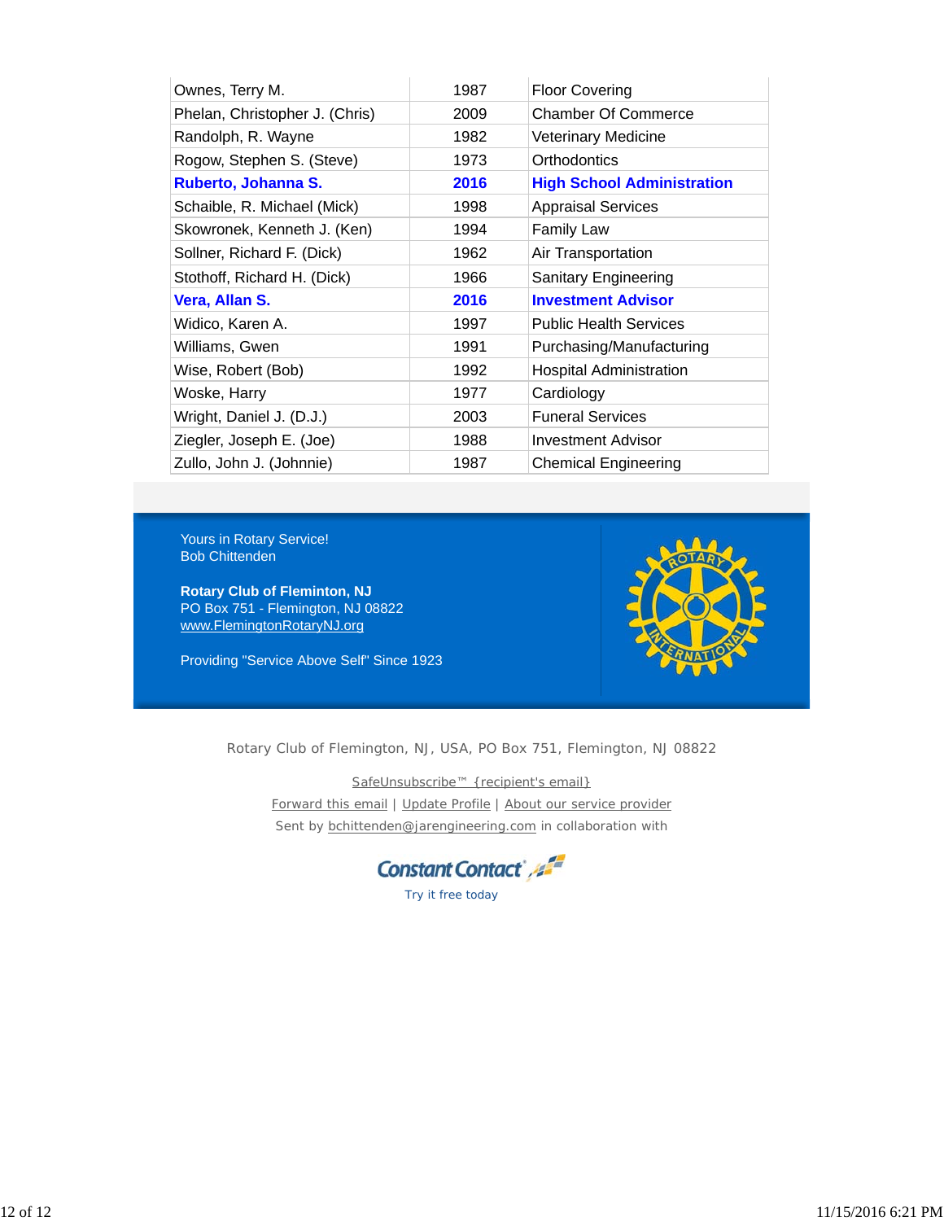| | | |
|---|---|---|
| Ownes, Terry M. | 1987 | Floor Covering |
| Phelan, Christopher J. (Chris) | 2009 | Chamber Of Commerce |
| Randolph, R. Wayne | 1982 | Veterinary Medicine |
| Rogow, Stephen S. (Steve) | 1973 | Orthodontics |
| **Ruberto, Johanna S.** | **2016** | **High School Administration** |
| Schaible, R. Michael (Mick) | 1998 | Appraisal Services |
| Skowronek, Kenneth J. (Ken) | 1994 | Family Law |
| Sollner, Richard F. (Dick) | 1962 | Air Transportation |
| Stothoff, Richard H. (Dick) | 1966 | Sanitary Engineering |
| **Vera, Allan S.** | **2016** | **Investment Advisor** |
| Widico, Karen A. | 1997 | Public Health Services |
| Williams, Gwen | 1991 | Purchasing/Manufacturing |
| Wise, Robert (Bob) | 1992 | Hospital Administration |
| Woske, Harry | 1977 | Cardiology |
| Wright, Daniel J. (D.J.) | 2003 | Funeral Services |
| Ziegler, Joseph E. (Joe) | 1988 | Investment Advisor |
| Zullo, John J. (Johnnie) | 1987 | Chemical Engineering |

Yours in Rotary Service!
Bob Chittenden

**Rotary Club of Fleminton, NJ**
PO Box 751 - Flemington, NJ 08822
www.FlemingtonRotaryNJ.org

Providing "Service Above Self" Since 1923

Rotary Club of Flemington, NJ, USA, PO Box 751, Flemington, NJ 08822

SafeUnsubscribe™ {recipient's email}

Forward this email | Update Profile | About our service provider

Sent by bchittenden@jarengineering.com in collaboration with

Constant Contact

Try it free today